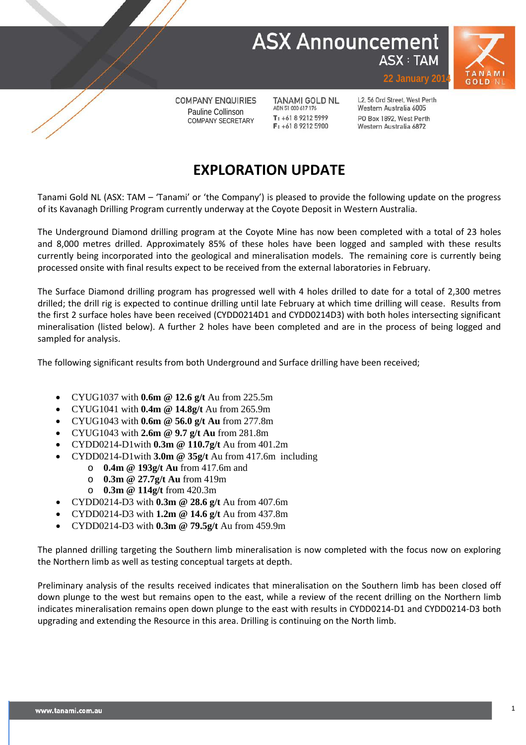# ASX Announcement

ASX : TAM

22 January 2014

COMPANY ENQUIRIES
Pauline Collinson
COMPANY SECRETARY

TANAMI GOLD NL
ABN 51 000 617 176
T: +61 8 9212 5999
F: +61 8 9212 5900

L2, 56 Ord Street, West Perth
Western Australia 6005
PO Box 1892, West Perth
Western Australia 6872

## EXPLORATION UPDATE

Tanami Gold NL (ASX: TAM – 'Tanami' or 'the Company') is pleased to provide the following update on the progress of its Kavanagh Drilling Program currently underway at the Coyote Deposit in Western Australia.

The Underground Diamond drilling program at the Coyote Mine has now been completed with a total of 23 holes and 8,000 metres drilled. Approximately 85% of these holes have been logged and sampled with these results currently being incorporated into the geological and mineralisation models. The remaining core is currently being processed onsite with final results expect to be received from the external laboratories in February.

The Surface Diamond drilling program has progressed well with 4 holes drilled to date for a total of 2,300 metres drilled; the drill rig is expected to continue drilling until late February at which time drilling will cease. Results from the first 2 surface holes have been received (CYDD0214D1 and CYDD0214D3) with both holes intersecting significant mineralisation (listed below). A further 2 holes have been completed and are in the process of being logged and sampled for analysis.

The following significant results from both Underground and Surface drilling have been received;

- CYUG1037 with **0.6m @ 12.6 g/t** Au from 225.5m
- CYUG1041 with **0.4m @ 14.8g/t** Au from 265.9m
- CYUG1043 with **0.6m @ 56.0 g/t Au** from 277.8m
- CYUG1043 with **2.6m @ 9.7 g/t Au** from 281.8m
- CYDD0214-D1with **0.3m @ 110.7g/t** Au from 401.2m
- CYDD0214-D1with **3.0m @ 35g/t** Au from 417.6m including
  - **0.4m @ 193g/t Au** from 417.6m and
  - **0.3m @ 27.7g/t Au** from 419m
  - **0.3m @ 114g/t** from 420.3m
- CYDD0214-D3 with **0.3m @ 28.6 g/t** Au from 407.6m
- CYDD0214-D3 with **1.2m @ 14.6 g/t** Au from 437.8m
- CYDD0214-D3 with **0.3m @ 79.5g/t** Au from 459.9m

The planned drilling targeting the Southern limb mineralisation is now completed with the focus now on exploring the Northern limb as well as testing conceptual targets at depth.

Preliminary analysis of the results received indicates that mineralisation on the Southern limb has been closed off down plunge to the west but remains open to the east, while a review of the recent drilling on the Northern limb indicates mineralisation remains open down plunge to the east with results in CYDD0214-D1 and CYDD0214-D3 both upgrading and extending the Resource in this area. Drilling is continuing on the North limb.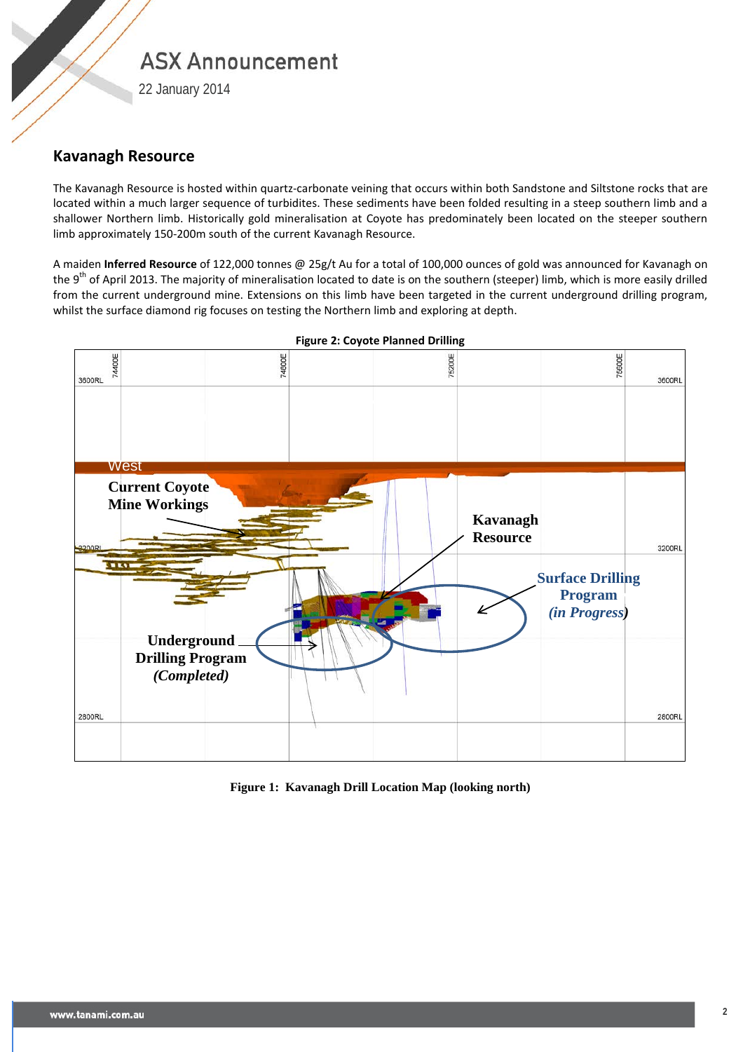## Kavanagh Resource

The Kavanagh Resource is hosted within quartz-carbonate veining that occurs within both Sandstone and Siltstone rocks that are located within a much larger sequence of turbidites. These sediments have been folded resulting in a steep southern limb and a shallower Northern limb. Historically gold mineralisation at Coyote has predominately been located on the steeper southern limb approximately 150-200m south of the current Kavanagh Resource.

A maiden **Inferred Resource** of 122,000 tonnes @ 25g/t Au for a total of 100,000 ounces of gold was announced for Kavanagh on the 9th of April 2013. The majority of mineralisation located to date is on the southern (steeper) limb, which is more easily drilled from the current underground mine. Extensions on this limb have been targeted in the current underground drilling program, whilst the surface diamond rig focuses on testing the Northern limb and exploring at depth.

**Figure 2: Coyote Planned Drilling**

**Figure 1: Kavanagh Drill Location Map (looking north)**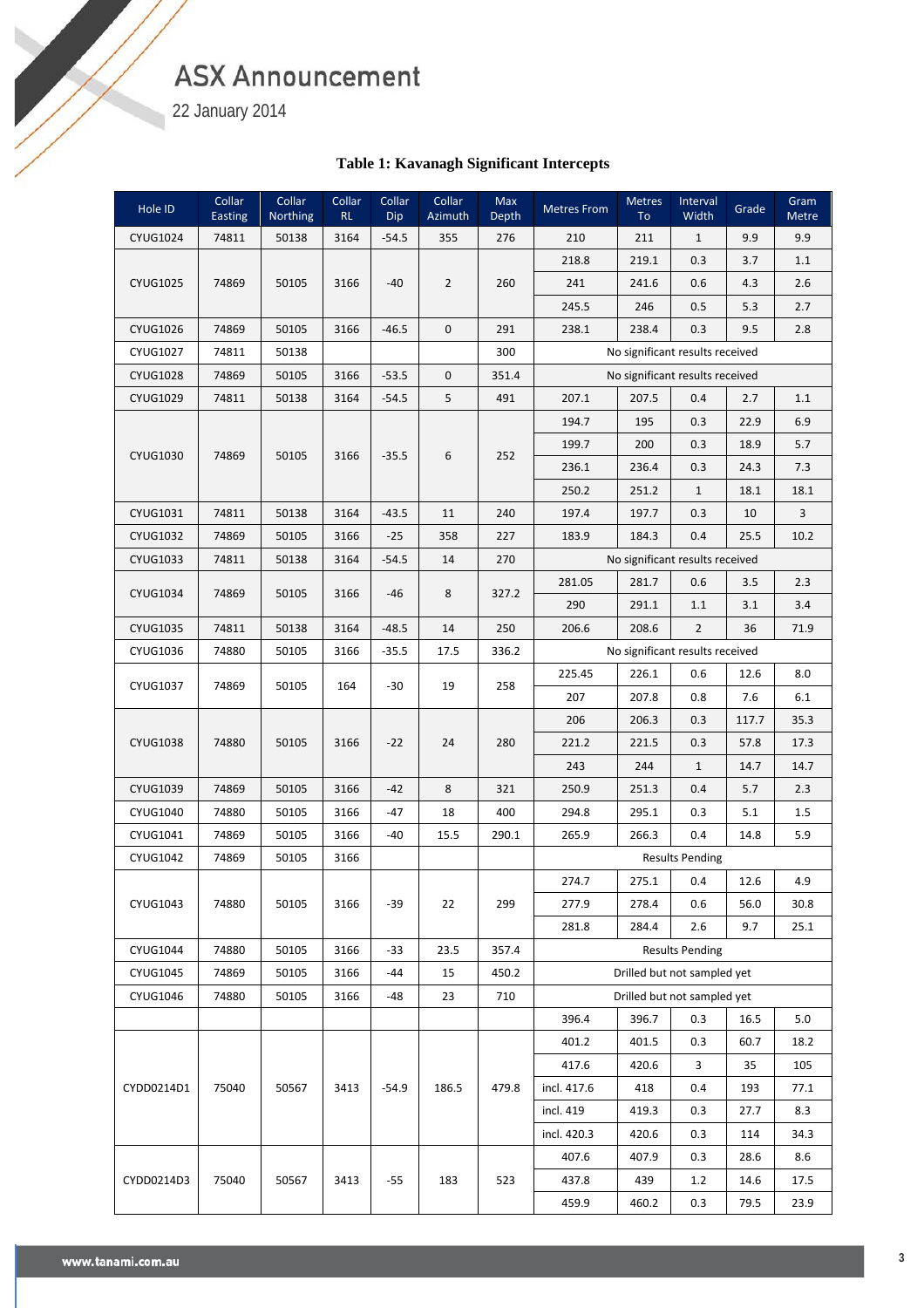**Table 1: Kavanagh Significant Intercepts**

| Hole ID | Collar Easting | Collar Northing | Collar RL | Collar Dip | Collar Azimuth | Max Depth | Metres From | Metres To | Interval Width | Grade | Gram Metre |
|---|---|---|---|---|---|---|---|---|---|---|---|
| CYUG1024 | 74811 | 50138 | 3164 | -54.5 | 355 | 276 | 210 | 211 | 1 | 9.9 | 9.9 |
| CYUG1025 | 74869 | 50105 | 3166 | -40 | 2 | 260 | 218.8 | 219.1 | 0.3 | 3.7 | 1.1 |
| | | | | | | | 241 | 241.6 | 0.6 | 4.3 | 2.6 |
| | | | | | | | 245.5 | 246 | 0.5 | 5.3 | 2.7 |
| CYUG1026 | 74869 | 50105 | 3166 | -46.5 | 0 | 291 | 238.1 | 238.4 | 0.3 | 9.5 | 2.8 |
| CYUG1027 | 74811 | 50138 | | | | 300 | No significant results received | | | | |
| CYUG1028 | 74869 | 50105 | 3166 | -53.5 | 0 | 351.4 | No significant results received | | | | |
| CYUG1029 | 74811 | 50138 | 3164 | -54.5 | 5 | 491 | 207.1 | 207.5 | 0.4 | 2.7 | 1.1 |
| CYUG1030 | 74869 | 50105 | 3166 | -35.5 | 6 | 252 | 194.7 | 195 | 0.3 | 22.9 | 6.9 |
| | | | | | | | 199.7 | 200 | 0.3 | 18.9 | 5.7 |
| | | | | | | | 236.1 | 236.4 | 0.3 | 24.3 | 7.3 |
| | | | | | | | 250.2 | 251.2 | 1 | 18.1 | 18.1 |
| CYUG1031 | 74811 | 50138 | 3164 | -43.5 | 11 | 240 | 197.4 | 197.7 | 0.3 | 10 | 3 |
| CYUG1032 | 74869 | 50105 | 3166 | -25 | 358 | 227 | 183.9 | 184.3 | 0.4 | 25.5 | 10.2 |
| CYUG1033 | 74811 | 50138 | 3164 | -54.5 | 14 | 270 | No significant results received | | | | |
| CYUG1034 | 74869 | 50105 | 3166 | -46 | 8 | 327.2 | 281.05 | 281.7 | 0.6 | 3.5 | 2.3 |
| | | | | | | | 290 | 291.1 | 1.1 | 3.1 | 3.4 |
| CYUG1035 | 74811 | 50138 | 3164 | -48.5 | 14 | 250 | 206.6 | 208.6 | 2 | 36 | 71.9 |
| CYUG1036 | 74880 | 50105 | 3166 | -35.5 | 17.5 | 336.2 | No significant results received | | | | |
| CYUG1037 | 74869 | 50105 | 164 | -30 | 19 | 258 | 225.45 | 226.1 | 0.6 | 12.6 | 8.0 |
| | | | | | | | 207 | 207.8 | 0.8 | 7.6 | 6.1 |
| CYUG1038 | 74880 | 50105 | 3166 | -22 | 24 | 280 | 206 | 206.3 | 0.3 | 117.7 | 35.3 |
| | | | | | | | 221.2 | 221.5 | 0.3 | 57.8 | 17.3 |
| | | | | | | | 243 | 244 | 1 | 14.7 | 14.7 |
| CYUG1039 | 74869 | 50105 | 3166 | -42 | 8 | 321 | 250.9 | 251.3 | 0.4 | 5.7 | 2.3 |
| CYUG1040 | 74880 | 50105 | 3166 | -47 | 18 | 400 | 294.8 | 295.1 | 0.3 | 5.1 | 1.5 |
| CYUG1041 | 74869 | 50105 | 3166 | -40 | 15.5 | 290.1 | 265.9 | 266.3 | 0.4 | 14.8 | 5.9 |
| CYUG1042 | 74869 | 50105 | 3166 | | | | Results Pending | | | | |
| CYUG1043 | 74880 | 50105 | 3166 | -39 | 22 | 299 | 274.7 | 275.1 | 0.4 | 12.6 | 4.9 |
| | | | | | | | 277.9 | 278.4 | 0.6 | 56.0 | 30.8 |
| | | | | | | | 281.8 | 284.4 | 2.6 | 9.7 | 25.1 |
| CYUG1044 | 74880 | 50105 | 3166 | -33 | 23.5 | 357.4 | Results Pending | | | | |
| CYUG1045 | 74869 | 50105 | 3166 | -44 | 15 | 450.2 | Drilled but not sampled yet | | | | |
| CYUG1046 | 74880 | 50105 | 3166 | -48 | 23 | 710 | Drilled but not sampled yet | | | | |
| | | | | | | | 396.4 | 396.7 | 0.3 | 16.5 | 5.0 |
| CYDD0214D1 | 75040 | 50567 | 3413 | -54.9 | 186.5 | 479.8 | 401.2 | 401.5 | 0.3 | 60.7 | 18.2 |
| | | | | | | | 417.6 | 420.6 | 3 | 35 | 105 |
| | | | | | | | incl. 417.6 | 418 | 0.4 | 193 | 77.1 |
| | | | | | | | incl. 419 | 419.3 | 0.3 | 27.7 | 8.3 |
| | | | | | | | incl. 420.3 | 420.6 | 0.3 | 114 | 34.3 |
| CYDD0214D3 | 75040 | 50567 | 3413 | -55 | 183 | 523 | 407.6 | 407.9 | 0.3 | 28.6 | 8.6 |
| | | | | | | | 437.8 | 439 | 1.2 | 14.6 | 17.5 |
| | | | | | | | 459.9 | 460.2 | 0.3 | 79.5 | 23.9 |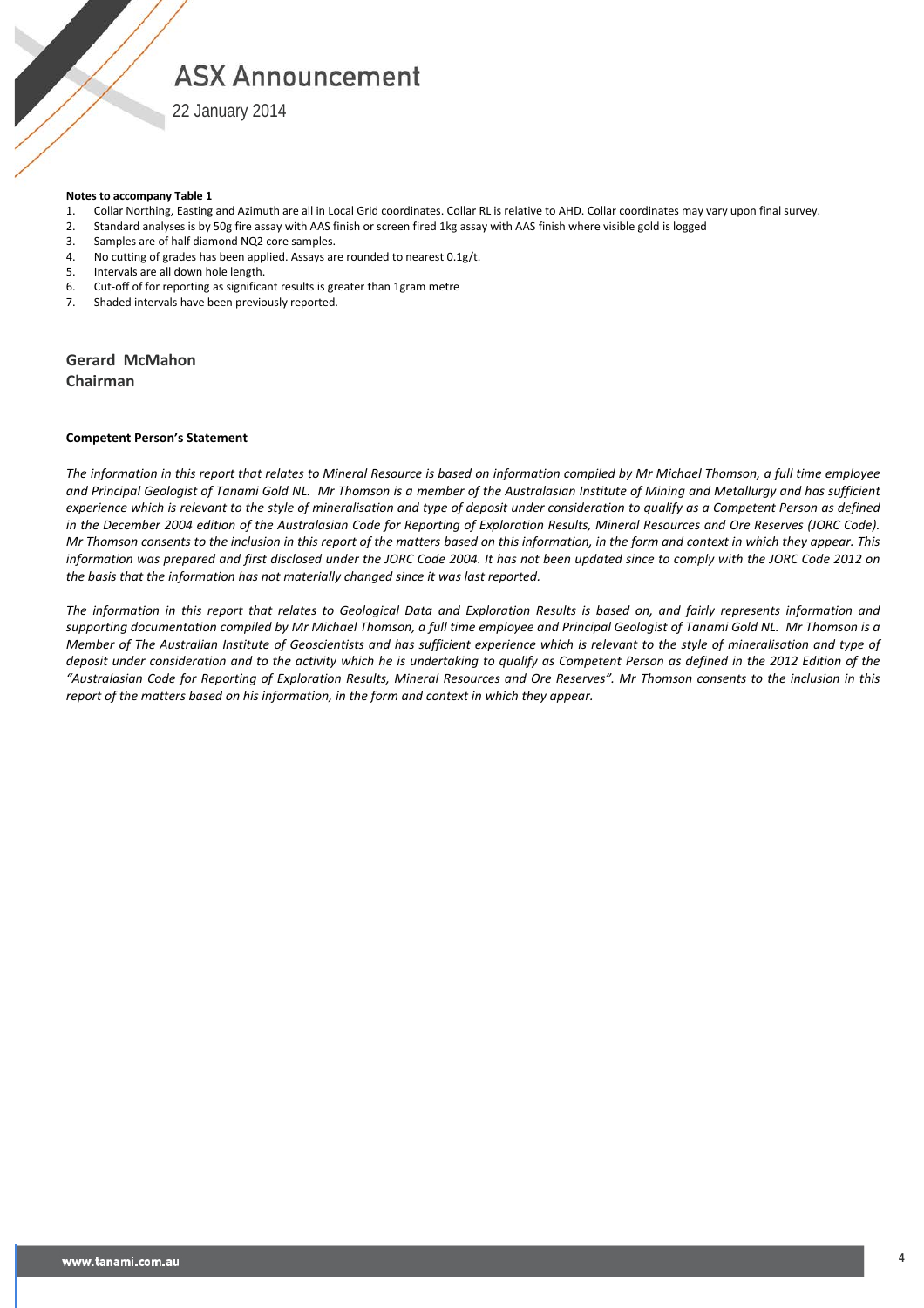**Notes to accompany Table 1**

1. Collar Northing, Easting and Azimuth are all in Local Grid coordinates. Collar RL is relative to AHD. Collar coordinates may vary upon final survey.
2. Standard analyses is by 50g fire assay with AAS finish or screen fired 1kg assay with AAS finish where visible gold is logged
3. Samples are of half diamond NQ2 core samples.
4. No cutting of grades has been applied. Assays are rounded to nearest 0.1g/t.
5. Intervals are all down hole length.
6. Cut-off of for reporting as significant results is greater than 1gram metre
7. Shaded intervals have been previously reported.

**Gerard McMahon**
**Chairman**

**Competent Person's Statement**

*The information in this report that relates to Mineral Resource is based on information compiled by Mr Michael Thomson, a full time employee and Principal Geologist of Tanami Gold NL. Mr Thomson is a member of the Australasian Institute of Mining and Metallurgy and has sufficient experience which is relevant to the style of mineralisation and type of deposit under consideration to qualify as a Competent Person as defined in the December 2004 edition of the Australasian Code for Reporting of Exploration Results, Mineral Resources and Ore Reserves (JORC Code). Mr Thomson consents to the inclusion in this report of the matters based on this information, in the form and context in which they appear. This information was prepared and first disclosed under the JORC Code 2004. It has not been updated since to comply with the JORC Code 2012 on the basis that the information has not materially changed since it was last reported.*

*The information in this report that relates to Geological Data and Exploration Results is based on, and fairly represents information and supporting documentation compiled by Mr Michael Thomson, a full time employee and Principal Geologist of Tanami Gold NL. Mr Thomson is a Member of The Australian Institute of Geoscientists and has sufficient experience which is relevant to the style of mineralisation and type of deposit under consideration and to the activity which he is undertaking to qualify as Competent Person as defined in the 2012 Edition of the "Australasian Code for Reporting of Exploration Results, Mineral Resources and Ore Reserves". Mr Thomson consents to the inclusion in this report of the matters based on his information, in the form and context in which they appear.*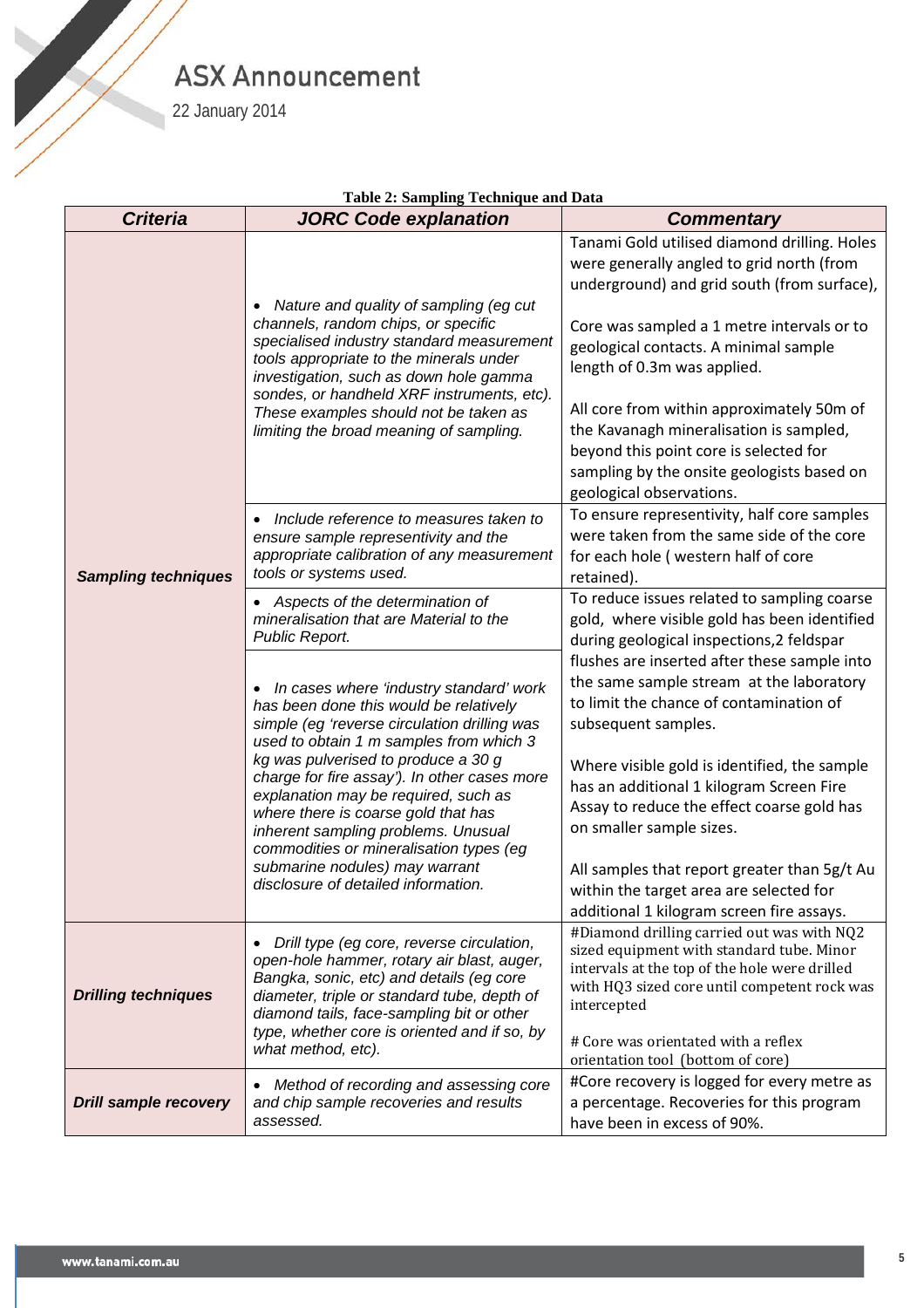**Table 2: Sampling Technique and Data**

| *Criteria* | *JORC Code explanation* | *Commentary* |
|---|---|---|
| ***Sampling techniques*** | • *Nature and quality of sampling (eg cut channels, random chips, or specific specialised industry standard measurement tools appropriate to the minerals under investigation, such as down hole gamma sondes, or handheld XRF instruments, etc). These examples should not be taken as limiting the broad meaning of sampling.* | Tanami Gold utilised diamond drilling. Holes were generally angled to grid north (from underground) and grid south (from surface),<br><br>Core was sampled a 1 metre intervals or to geological contacts. A minimal sample length of 0.3m was applied.<br><br>All core from within approximately 50m of the Kavanagh mineralisation is sampled, beyond this point core is selected for sampling by the onsite geologists based on geological observations. |
| | • *Include reference to measures taken to ensure sample representivity and the appropriate calibration of any measurement tools or systems used.* | To ensure representivity, half core samples were taken from the same side of the core for each hole ( western half of core retained). |
| | • *Aspects of the determination of mineralisation that are Material to the Public Report.*<br><br>• *In cases where 'industry standard' work has been done this would be relatively simple (eg 'reverse circulation drilling was used to obtain 1 m samples from which 3 kg was pulverised to produce a 30 g charge for fire assay'). In other cases more explanation may be required, such as where there is coarse gold that has inherent sampling problems. Unusual commodities or mineralisation types (eg submarine nodules) may warrant disclosure of detailed information.* | To reduce issues related to sampling coarse gold, where visible gold has been identified during geological inspections,2 feldspar flushes are inserted after these sample into the same sample stream at the laboratory to limit the chance of contamination of subsequent samples.<br><br>Where visible gold is identified, the sample has an additional 1 kilogram Screen Fire Assay to reduce the effect coarse gold has on smaller sample sizes.<br><br>All samples that report greater than 5g/t Au within the target area are selected for additional 1 kilogram screen fire assays. |
| ***Drilling techniques*** | • *Drill type (eg core, reverse circulation, open-hole hammer, rotary air blast, auger, Bangka, sonic, etc) and details (eg core diameter, triple or standard tube, depth of diamond tails, face-sampling bit or other type, whether core is oriented and if so, by what method, etc).* | #Diamond drilling carried out was with NQ2 sized equipment with standard tube. Minor intervals at the top of the hole were drilled with HQ3 sized core until competent rock was intercepted<br><br># Core was orientated with a reflex orientation tool (bottom of core) |
| ***Drill sample recovery*** | • *Method of recording and assessing core and chip sample recoveries and results assessed.* | #Core recovery is logged for every metre as a percentage. Recoveries for this program have been in excess of 90%. |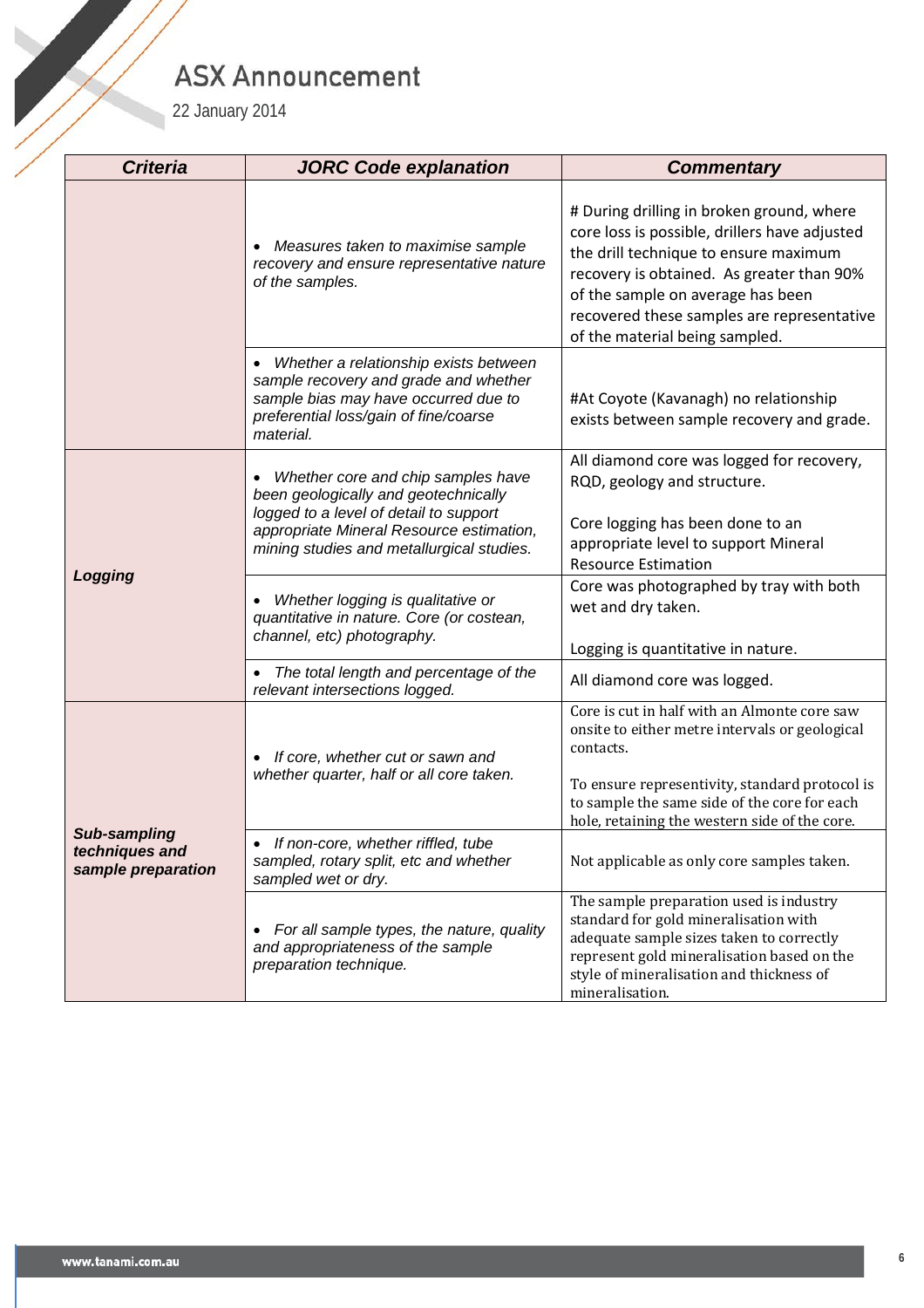| Criteria | JORC Code explanation | Commentary |
|---|---|---|
| | • Measures taken to maximise sample recovery and ensure representative nature of the samples. | # During drilling in broken ground, where core loss is possible, drillers have adjusted the drill technique to ensure maximum recovery is obtained. As greater than 90% of the sample on average has been recovered these samples are representative of the material being sampled. |
| | • Whether a relationship exists between sample recovery and grade and whether sample bias may have occurred due to preferential loss/gain of fine/coarse material. | #At Coyote (Kavanagh) no relationship exists between sample recovery and grade. |
| **Logging** | • Whether core and chip samples have been geologically and geotechnically logged to a level of detail to support appropriate Mineral Resource estimation, mining studies and metallurgical studies. | All diamond core was logged for recovery, RQD, geology and structure.<br><br>Core logging has been done to an appropriate level to support Mineral Resource Estimation |
| | • Whether logging is qualitative or quantitative in nature. Core (or costean, channel, etc) photography. | Core was photographed by tray with both wet and dry taken.<br><br>Logging is quantitative in nature. |
| | • The total length and percentage of the relevant intersections logged. | All diamond core was logged. |
| **Sub-sampling techniques and sample preparation** | • If core, whether cut or sawn and whether quarter, half or all core taken. | Core is cut in half with an Almonte core saw onsite to either metre intervals or geological contacts.<br><br>To ensure representivity, standard protocol is to sample the same side of the core for each hole, retaining the western side of the core. |
| | • If non-core, whether riffled, tube sampled, rotary split, etc and whether sampled wet or dry. | Not applicable as only core samples taken. |
| | • For all sample types, the nature, quality and appropriateness of the sample preparation technique. | The sample preparation used is industry standard for gold mineralisation with adequate sample sizes taken to correctly represent gold mineralisation based on the style of mineralisation and thickness of mineralisation. |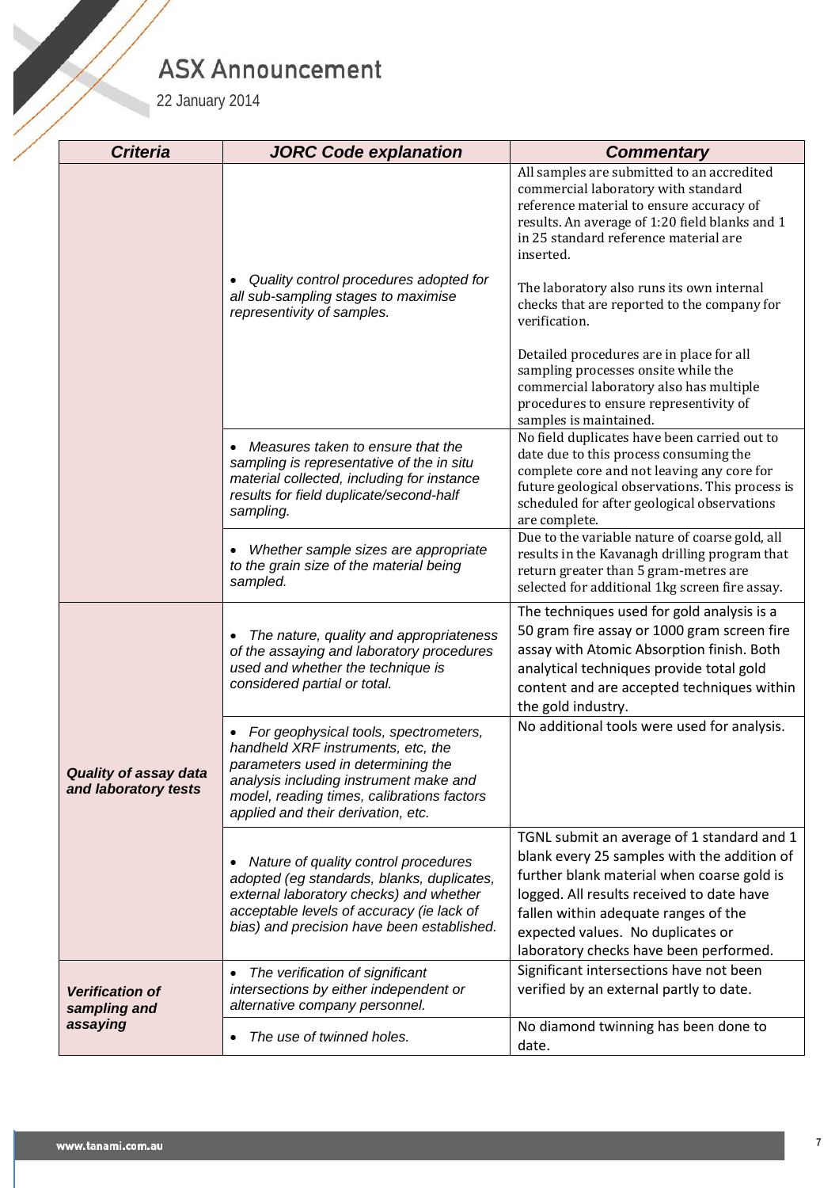| Criteria | JORC Code explanation | Commentary |
|---|---|---|
| | • *Quality control procedures adopted for all sub-sampling stages to maximise representivity of samples.* | All samples are submitted to an accredited commercial laboratory with standard reference material to ensure accuracy of results. An average of 1:20 field blanks and 1 in 25 standard reference material are inserted.<br><br>The laboratory also runs its own internal checks that are reported to the company for verification.<br><br>Detailed procedures are in place for all sampling processes onsite while the commercial laboratory also has multiple procedures to ensure representivity of samples is maintained. |
| | • *Measures taken to ensure that the sampling is representative of the in situ material collected, including for instance results for field duplicate/second-half sampling.* | No field duplicates have been carried out to date due to this process consuming the complete core and not leaving any core for future geological observations. This process is scheduled for after geological observations are complete. |
| | • *Whether sample sizes are appropriate to the grain size of the material being sampled.* | Due to the variable nature of coarse gold, all results in the Kavanagh drilling program that return greater than 5 gram-metres are selected for additional 1kg screen fire assay. |
| ***Quality of assay data and laboratory tests*** | • *The nature, quality and appropriateness of the assaying and laboratory procedures used and whether the technique is considered partial or total.* | The techniques used for gold analysis is a 50 gram fire assay or 1000 gram screen fire assay with Atomic Absorption finish. Both analytical techniques provide total gold content and are accepted techniques within the gold industry. |
| | • *For geophysical tools, spectrometers, handheld XRF instruments, etc, the parameters used in determining the analysis including instrument make and model, reading times, calibrations factors applied and their derivation, etc.* | No additional tools were used for analysis. |
| | • *Nature of quality control procedures adopted (eg standards, blanks, duplicates, external laboratory checks) and whether acceptable levels of accuracy (ie lack of bias) and precision have been established.* | TGNL submit an average of 1 standard and 1 blank every 25 samples with the addition of further blank material when coarse gold is logged. All results received to date have fallen within adequate ranges of the expected values. No duplicates or laboratory checks have been performed. |
| ***Verification of sampling and assaying*** | • *The verification of significant intersections by either independent or alternative company personnel.* | Significant intersections have not been verified by an external partly to date. |
| | • *The use of twinned holes.* | No diamond twinning has been done to date. |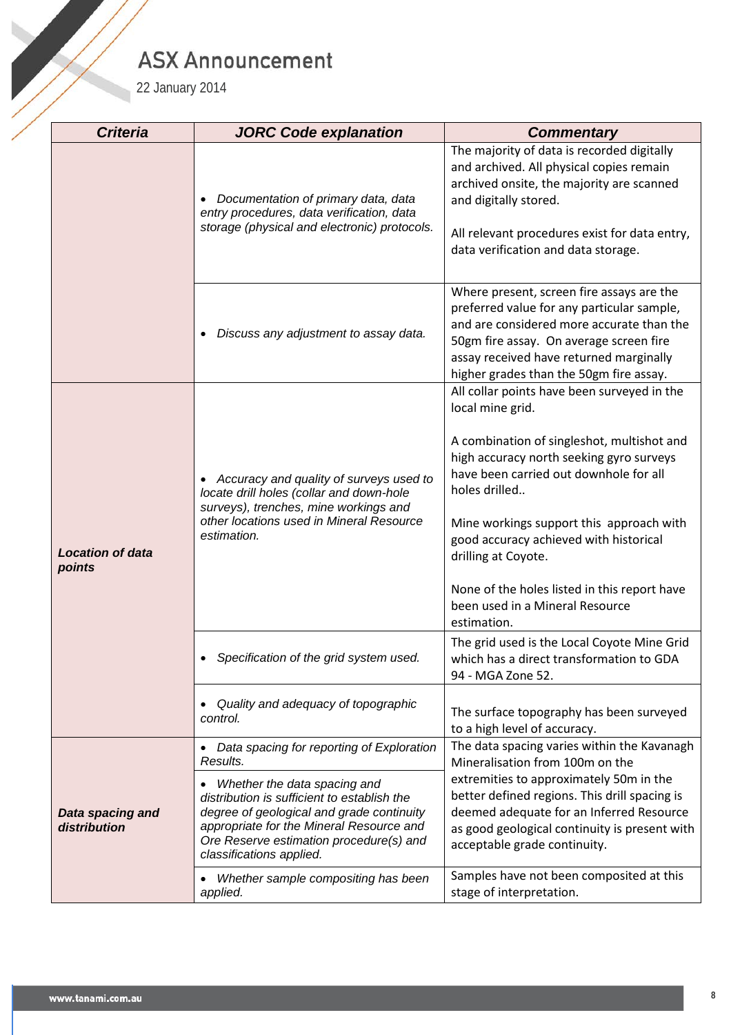| ***Criteria*** | ***JORC Code explanation*** | ***Commentary*** |
|---|---|---|
| | • *Documentation of primary data, data entry procedures, data verification, data storage (physical and electronic) protocols.* | The majority of data is recorded digitally and archived. All physical copies remain archived onsite, the majority are scanned and digitally stored.<br><br>All relevant procedures exist for data entry, data verification and data storage. |
| | • *Discuss any adjustment to assay data.* | Where present, screen fire assays are the preferred value for any particular sample, and are considered more accurate than the 50gm fire assay. On average screen fire assay received have returned marginally higher grades than the 50gm fire assay. |
| ***Location of data points*** | • *Accuracy and quality of surveys used to locate drill holes (collar and down-hole surveys), trenches, mine workings and other locations used in Mineral Resource estimation.* | All collar points have been surveyed in the local mine grid.<br><br>A combination of singleshot, multishot and high accuracy north seeking gyro surveys have been carried out downhole for all holes drilled..<br><br>Mine workings support this approach with good accuracy achieved with historical drilling at Coyote.<br><br>None of the holes listed in this report have been used in a Mineral Resource estimation. |
| | • *Specification of the grid system used.* | The grid used is the Local Coyote Mine Grid which has a direct transformation to GDA 94 - MGA Zone 52. |
| | • *Quality and adequacy of topographic control.* | The surface topography has been surveyed to a high level of accuracy. |
| ***Data spacing and distribution*** | • *Data spacing for reporting of Exploration Results.* | The data spacing varies within the Kavanagh Mineralisation from 100m on the extremities to approximately 50m in the better defined regions. This drill spacing is deemed adequate for an Inferred Resource as good geological continuity is present with acceptable grade continuity. |
| | • *Whether the data spacing and distribution is sufficient to establish the degree of geological and grade continuity appropriate for the Mineral Resource and Ore Reserve estimation procedure(s) and classifications applied.* | |
| | • *Whether sample compositing has been applied.* | Samples have not been composited at this stage of interpretation. |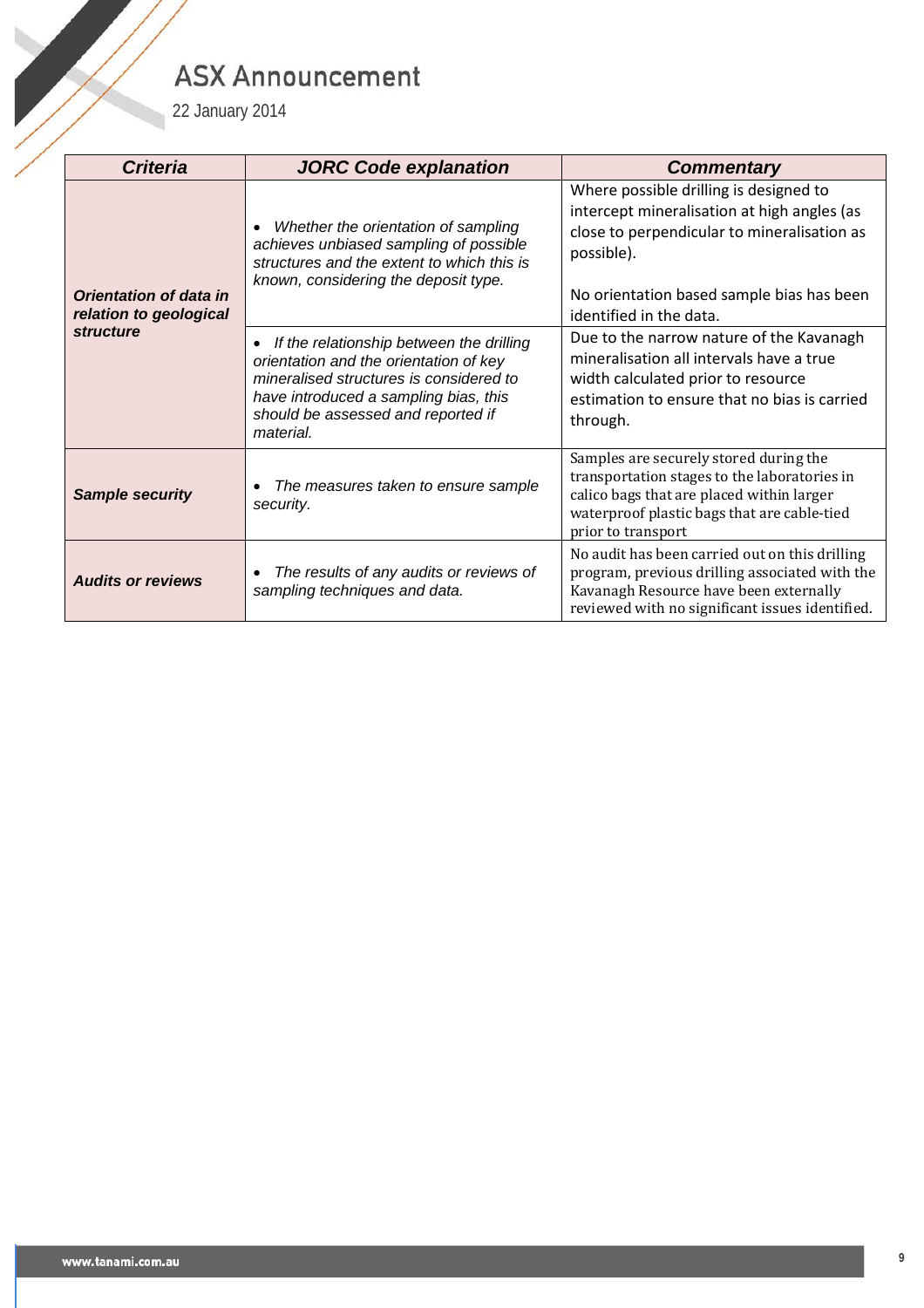| Criteria | JORC Code explanation | Commentary |
|---|---|---|
| ***Orientation of data in relation to geological structure*** | • *Whether the orientation of sampling achieves unbiased sampling of possible structures and the extent to which this is known, considering the deposit type.* | Where possible drilling is designed to intercept mineralisation at high angles (as close to perpendicular to mineralisation as possible).<br><br>No orientation based sample bias has been identified in the data. |
| | • *If the relationship between the drilling orientation and the orientation of key mineralised structures is considered to have introduced a sampling bias, this should be assessed and reported if material.* | Due to the narrow nature of the Kavanagh mineralisation all intervals have a true width calculated prior to resource estimation to ensure that no bias is carried through. |
| ***Sample security*** | • *The measures taken to ensure sample security.* | Samples are securely stored during the transportation stages to the laboratories in calico bags that are placed within larger waterproof plastic bags that are cable-tied prior to transport |
| ***Audits or reviews*** | • *The results of any audits or reviews of sampling techniques and data.* | No audit has been carried out on this drilling program, previous drilling associated with the Kavanagh Resource have been externally reviewed with no significant issues identified. |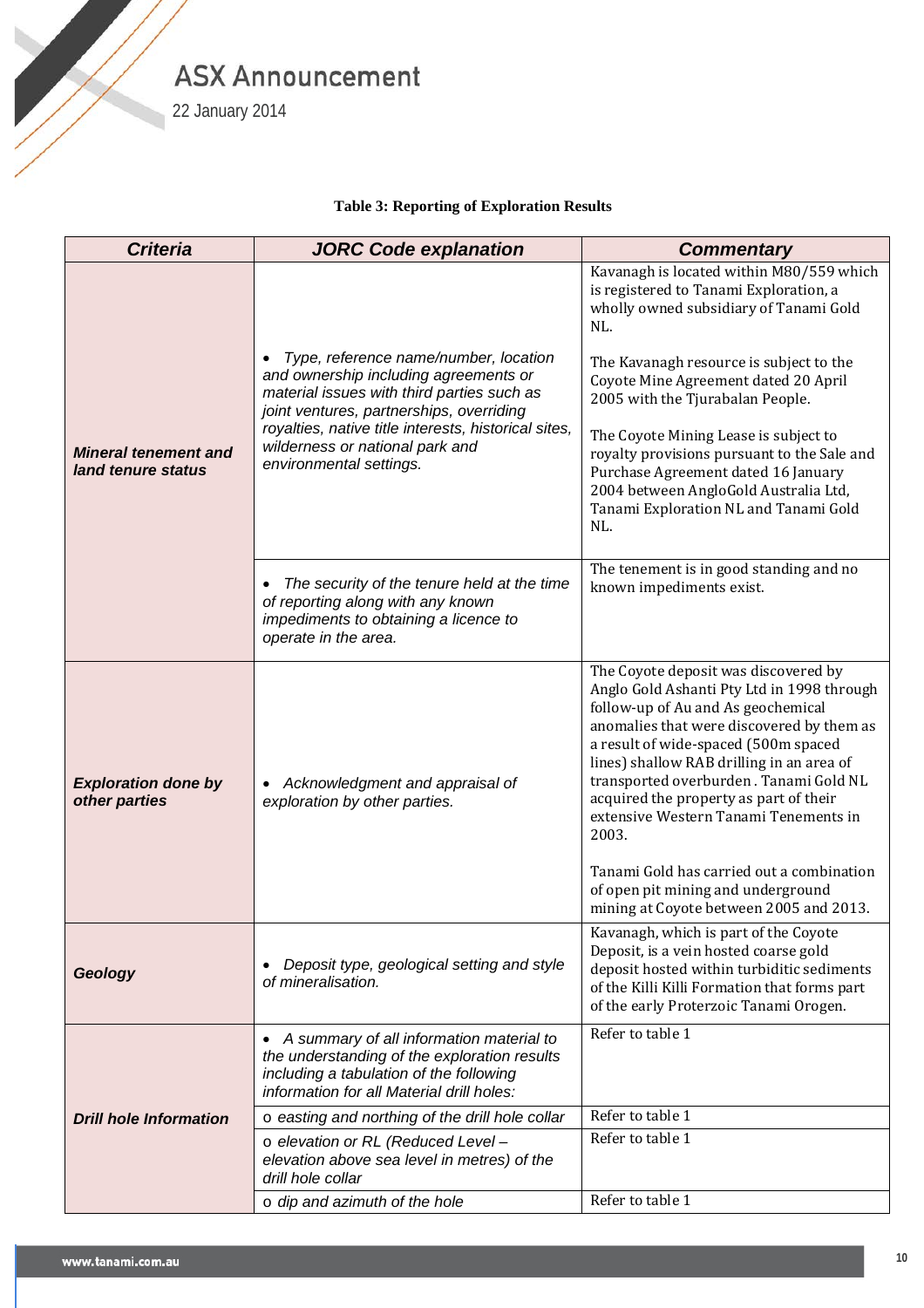**Table 3: Reporting of Exploration Results**

| *Criteria* | *JORC Code explanation* | *Commentary* |
|---|---|---|
| ***Mineral tenement and land tenure status*** | • *Type, reference name/number, location and ownership including agreements or material issues with third parties such as joint ventures, partnerships, overriding royalties, native title interests, historical sites, wilderness or national park and environmental settings.* | Kavanagh is located within M80/559 which is registered to Tanami Exploration, a wholly owned subsidiary of Tanami Gold NL.<br><br>The Kavanagh resource is subject to the Coyote Mine Agreement dated 20 April 2005 with the Tjurabalan People.<br><br>The Coyote Mining Lease is subject to royalty provisions pursuant to the Sale and Purchase Agreement dated 16 January 2004 between AngloGold Australia Ltd, Tanami Exploration NL and Tanami Gold NL. |
| | • *The security of the tenure held at the time of reporting along with any known impediments to obtaining a licence to operate in the area.* | The tenement is in good standing and no known impediments exist. |
| ***Exploration done by other parties*** | • *Acknowledgment and appraisal of exploration by other parties.* | The Coyote deposit was discovered by Anglo Gold Ashanti Pty Ltd in 1998 through follow-up of Au and As geochemical anomalies that were discovered by them as a result of wide-spaced (500m spaced lines) shallow RAB drilling in an area of transported overburden . Tanami Gold NL acquired the property as part of their extensive Western Tanami Tenements in 2003.<br><br>Tanami Gold has carried out a combination of open pit mining and underground mining at Coyote between 2005 and 2013. |
| ***Geology*** | • *Deposit type, geological setting and style of mineralisation.* | Kavanagh, which is part of the Coyote Deposit, is a vein hosted coarse gold deposit hosted within turbiditic sediments of the Killi Killi Formation that forms part of the early Proterozoic Tanami Orogen. |
| ***Drill hole Information*** | • *A summary of all information material to the understanding of the exploration results including a tabulation of the following information for all Material drill holes:* | Refer to table 1 |
| | o *easting and northing of the drill hole collar* | Refer to table 1 |
| | o *elevation or RL (Reduced Level – elevation above sea level in metres) of the drill hole collar* | Refer to table 1 |
| | o *dip and azimuth of the hole* | Refer to table 1 |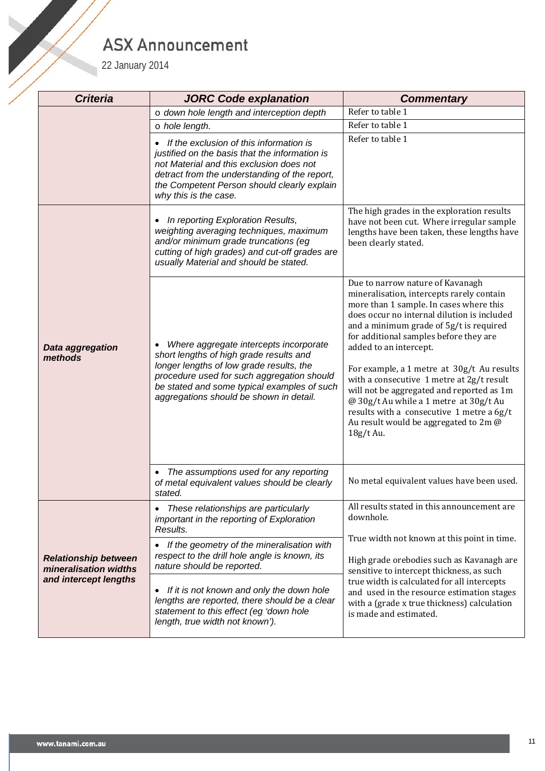| Criteria | JORC Code explanation | Commentary |
|---|---|---|
| | o down hole length and interception depth | Refer to table 1 |
| | o hole length. | Refer to table 1 |
| | • If the exclusion of this information is justified on the basis that the information is not Material and this exclusion does not detract from the understanding of the report, the Competent Person should clearly explain why this is the case. | Refer to table 1 |
| ***Data aggregation methods*** | • In reporting Exploration Results, weighting averaging techniques, maximum and/or minimum grade truncations (eg cutting of high grades) and cut-off grades are usually Material and should be stated. | The high grades in the exploration results have not been cut. Where irregular sample lengths have been taken, these lengths have been clearly stated. |
| | • Where aggregate intercepts incorporate short lengths of high grade results and longer lengths of low grade results, the procedure used for such aggregation should be stated and some typical examples of such aggregations should be shown in detail. | Due to narrow nature of Kavanagh mineralisation, intercepts rarely contain more than 1 sample. In cases where this does occur no internal dilution is included and a minimum grade of 5g/t is required for additional samples before they are added to an intercept.<br><br>For example, a 1 metre at 30g/t Au results with a consecutive 1 metre at 2g/t result will not be aggregated and reported as 1m @ 30g/t Au while a 1 metre at 30g/t Au results with a consecutive 1 metre a 6g/t Au result would be aggregated to 2m @ 18g/t Au. |
| | • The assumptions used for any reporting of metal equivalent values should be clearly stated. | No metal equivalent values have been used. |
| ***Relationship between mineralisation widths and intercept lengths*** | • These relationships are particularly important in the reporting of Exploration Results.<br><br>• If the geometry of the mineralisation with respect to the drill hole angle is known, its nature should be reported.<br><br>• If it is not known and only the down hole lengths are reported, there should be a clear statement to this effect (eg 'down hole length, true width not known'). | All results stated in this announcement are downhole.<br><br>True width not known at this point in time.<br><br>High grade orebodies such as Kavanagh are sensitive to intercept thickness, as such true width is calculated for all intercepts and used in the resource estimation stages with a (grade x true thickness) calculation is made and estimated. |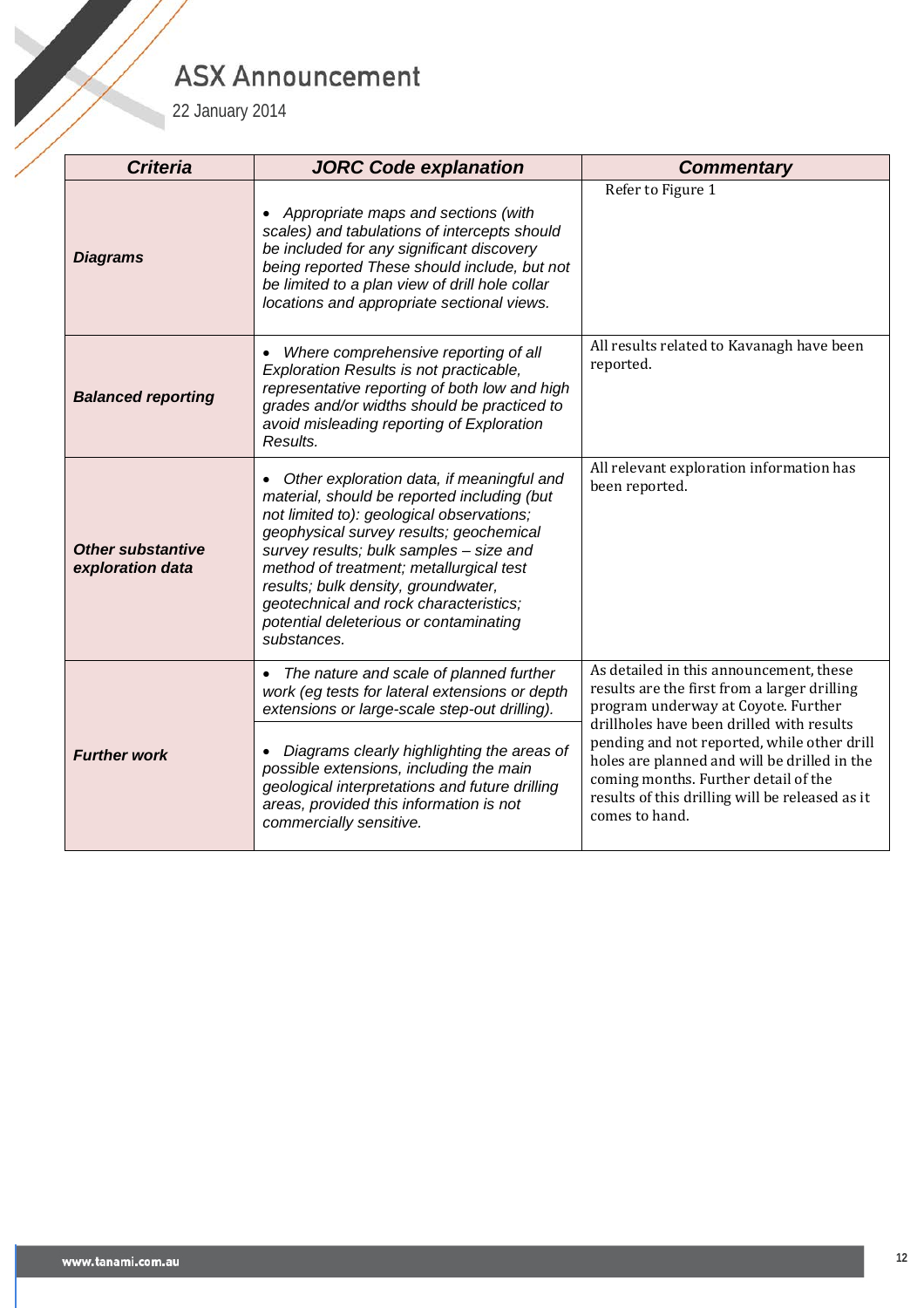| ***Criteria*** | ***JORC Code explanation*** | ***Commentary*** |
|---|---|---|
| ***Diagrams*** | • *Appropriate maps and sections (with scales) and tabulations of intercepts should be included for any significant discovery being reported These should include, but not be limited to a plan view of drill hole collar locations and appropriate sectional views.* | Refer to Figure 1 |
| ***Balanced reporting*** | • *Where comprehensive reporting of all Exploration Results is not practicable, representative reporting of both low and high grades and/or widths should be practiced to avoid misleading reporting of Exploration Results.* | All results related to Kavanagh have been reported. |
| ***Other substantive exploration data*** | • *Other exploration data, if meaningful and material, should be reported including (but not limited to): geological observations; geophysical survey results; geochemical survey results; bulk samples – size and method of treatment; metallurgical test results; bulk density, groundwater, geotechnical and rock characteristics; potential deleterious or contaminating substances.* | All relevant exploration information has been reported. |
| ***Further work*** | • *The nature and scale of planned further work (eg tests for lateral extensions or depth extensions or large-scale step-out drilling).*<br>• *Diagrams clearly highlighting the areas of possible extensions, including the main geological interpretations and future drilling areas, provided this information is not commercially sensitive.* | As detailed in this announcement, these results are the first from a larger drilling program underway at Coyote. Further drillholes have been drilled with results pending and not reported, while other drill holes are planned and will be drilled in the coming months. Further detail of the results of this drilling will be released as it comes to hand. |